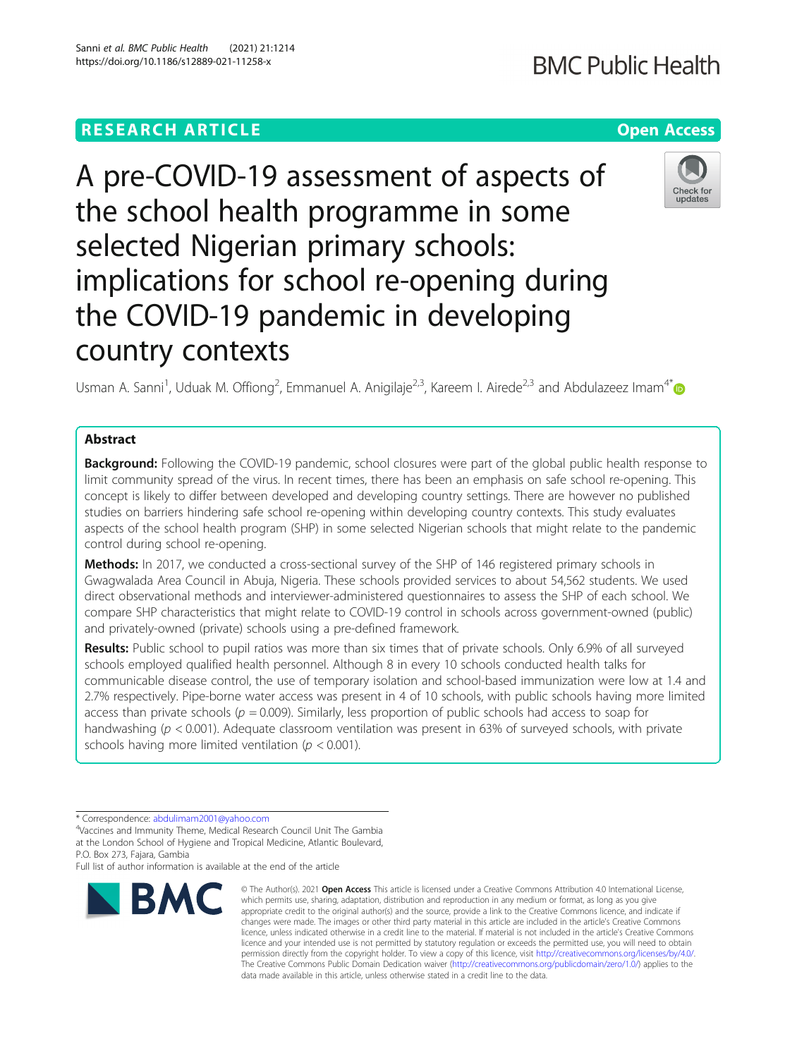RESEARCH ARTICLE

Open Access

# A pre-COVID-19 assessment of aspects of the school health programme in some selected Nigerian primary schools: implications for school re-opening during the COVID-19 pandemic in developing country contexts

Usman A. Sanni[1], Uduak M. Offiong[2], Emmanuel A. Anigilaje[2,3], Kareem I. Airede[2,3] and Abdulazeez Imam[4*]

## Abstract

**Background:** Following the COVID-19 pandemic, school closures were part of the global public health response to limit community spread of the virus. In recent times, there has been an emphasis on safe school re-opening. This concept is likely to differ between developed and developing country settings. There are however no published studies on barriers hindering safe school re-opening within developing country contexts. This study evaluates aspects of the school health program (SHP) in some selected Nigerian schools that might relate to the pandemic control during school re-opening.

**Methods:** In 2017, we conducted a cross-sectional survey of the SHP of 146 registered primary schools in Gwagwalada Area Council in Abuja, Nigeria. These schools provided services to about 54,562 students. We used direct observational methods and interviewer-administered questionnaires to assess the SHP of each school. We compare SHP characteristics that might relate to COVID-19 control in schools across government-owned (public) and privately-owned (private) schools using a pre-defined framework.

**Results:** Public school to pupil ratios was more than six times that of private schools. Only 6.9% of all surveyed schools employed qualified health personnel. Although 8 in every 10 schools conducted health talks for communicable disease control, the use of temporary isolation and school-based immunization were low at 1.4 and 2.7% respectively. Pipe-borne water access was present in 4 of 10 schools, with public schools having more limited access than private schools ($p = 0.009$). Similarly, less proportion of public schools had access to soap for handwashing ($p < 0.001$). Adequate classroom ventilation was present in 63% of surveyed schools, with private schools having more limited ventilation ($p < 0.001$).

\* Correspondence: abdulimam2001@yahoo.com

[4]Vaccines and Immunity Theme, Medical Research Council Unit The Gambia at the London School of Hygiene and Tropical Medicine, Atlantic Boulevard, P.O. Box 273, Fajara, Gambia

Full list of author information is available at the end of the article

© The Author(s). 2021 **Open Access** This article is licensed under a Creative Commons Attribution 4.0 International License, which permits use, sharing, adaptation, distribution and reproduction in any medium or format, as long as you give appropriate credit to the original author(s) and the source, provide a link to the Creative Commons licence, and indicate if changes were made. The images or other third party material in this article are included in the article's Creative Commons licence, unless indicated otherwise in a credit line to the material. If material is not included in the article's Creative Commons licence and your intended use is not permitted by statutory regulation or exceeds the permitted use, you will need to obtain permission directly from the copyright holder. To view a copy of this licence, visit http://creativecommons.org/licenses/by/4.0/. The Creative Commons Public Domain Dedication waiver (http://creativecommons.org/publicdomain/zero/1.0/) applies to the data made available in this article, unless otherwise stated in a credit line to the data.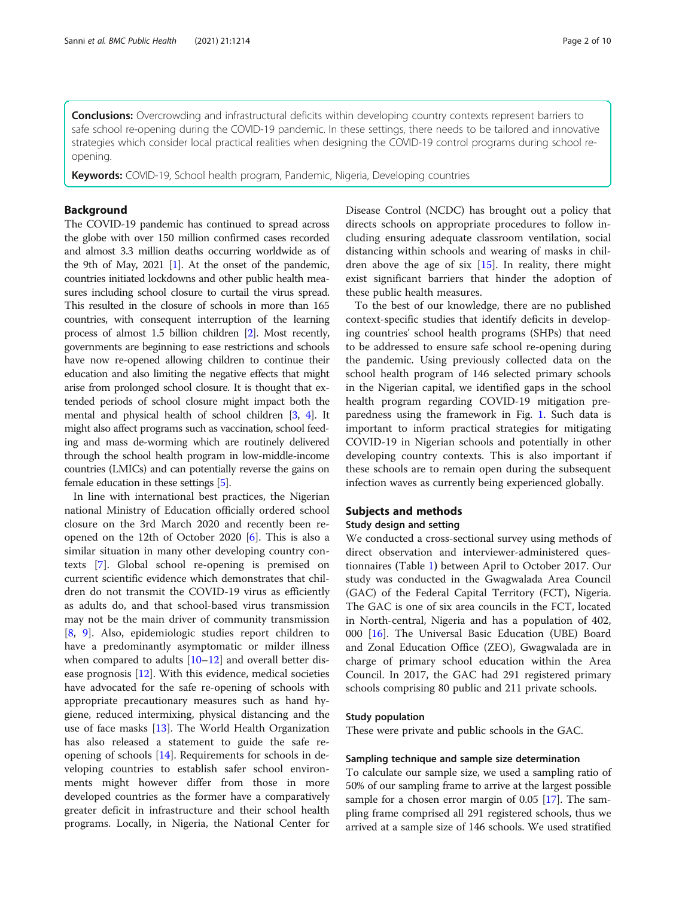**Conclusions:** Overcrowding and infrastructural deficits within developing country contexts represent barriers to safe school re-opening during the COVID-19 pandemic. In these settings, there needs to be tailored and innovative strategies which consider local practical realities when designing the COVID-19 control programs during school re-opening.

**Keywords:** COVID-19, School health program, Pandemic, Nigeria, Developing countries

## Background

The COVID-19 pandemic has continued to spread across the globe with over 150 million confirmed cases recorded and almost 3.3 million deaths occurring worldwide as of the 9th of May, 2021 [1]. At the onset of the pandemic, countries initiated lockdowns and other public health measures including school closure to curtail the virus spread. This resulted in the closure of schools in more than 165 countries, with consequent interruption of the learning process of almost 1.5 billion children [2]. Most recently, governments are beginning to ease restrictions and schools have now re-opened allowing children to continue their education and also limiting the negative effects that might arise from prolonged school closure. It is thought that extended periods of school closure might impact both the mental and physical health of school children [3, 4]. It might also affect programs such as vaccination, school feeding and mass de-worming which are routinely delivered through the school health program in low-middle-income countries (LMICs) and can potentially reverse the gains on female education in these settings [5].

In line with international best practices, the Nigerian national Ministry of Education officially ordered school closure on the 3rd March 2020 and recently been re-opened on the 12th of October 2020 [6]. This is also a similar situation in many other developing country contexts [7]. Global school re-opening is premised on current scientific evidence which demonstrates that children do not transmit the COVID-19 virus as efficiently as adults do, and that school-based virus transmission may not be the main driver of community transmission [8, 9]. Also, epidemiologic studies report children to have a predominantly asymptomatic or milder illness when compared to adults [10–12] and overall better disease prognosis [12]. With this evidence, medical societies have advocated for the safe re-opening of schools with appropriate precautionary measures such as hand hygiene, reduced intermixing, physical distancing and the use of face masks [13]. The World Health Organization has also released a statement to guide the safe re-opening of schools [14]. Requirements for schools in developing countries to establish safer school environments might however differ from those in more developed countries as the former have a comparatively greater deficit in infrastructure and their school health programs. Locally, in Nigeria, the National Center for Disease Control (NCDC) has brought out a policy that directs schools on appropriate procedures to follow including ensuring adequate classroom ventilation, social distancing within schools and wearing of masks in children above the age of six [15]. In reality, there might exist significant barriers that hinder the adoption of these public health measures.

To the best of our knowledge, there are no published context-specific studies that identify deficits in developing countries' school health programs (SHPs) that need to be addressed to ensure safe school re-opening during the pandemic. Using previously collected data on the school health program of 146 selected primary schools in the Nigerian capital, we identified gaps in the school health program regarding COVID-19 mitigation preparedness using the framework in Fig. 1. Such data is important to inform practical strategies for mitigating COVID-19 in Nigerian schools and potentially in other developing country contexts. This is also important if these schools are to remain open during the subsequent infection waves as currently being experienced globally.

## Subjects and methods

### Study design and setting

We conducted a cross-sectional survey using methods of direct observation and interviewer-administered questionnaires (Table 1) between April to October 2017. Our study was conducted in the Gwagwalada Area Council (GAC) of the Federal Capital Territory (FCT), Nigeria. The GAC is one of six area councils in the FCT, located in North-central, Nigeria and has a population of 402,000 [16]. The Universal Basic Education (UBE) Board and Zonal Education Office (ZEO), Gwagwalada are in charge of primary school education within the Area Council. In 2017, the GAC had 291 registered primary schools comprising 80 public and 211 private schools.

### Study population

These were private and public schools in the GAC.

### Sampling technique and sample size determination

To calculate our sample size, we used a sampling ratio of 50% of our sampling frame to arrive at the largest possible sample for a chosen error margin of 0.05 [17]. The sampling frame comprised all 291 registered schools, thus we arrived at a sample size of 146 schools. We used stratified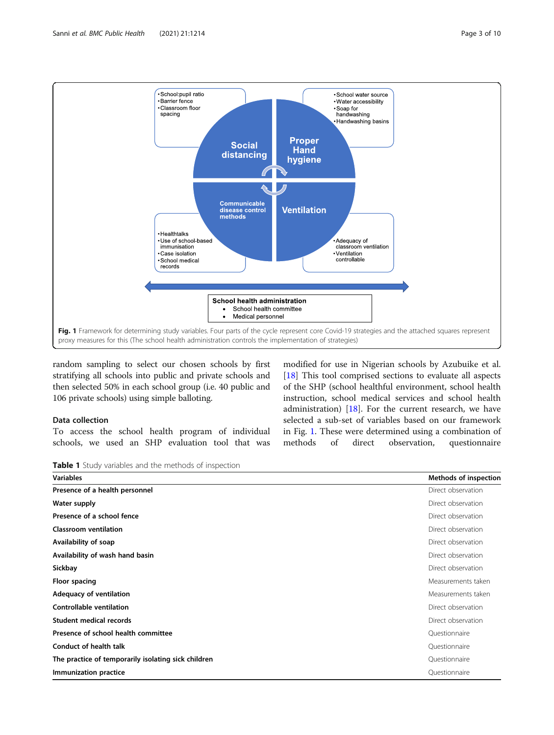Fig. 1 Framework for determining study variables. Four parts of the cycle represent core Covid-19 strategies and the attached squares represent proxy measures for this (The school health administration controls the implementation of strategies)

random sampling to select our chosen schools by first stratifying all schools into public and private schools and then selected 50% in each school group (i.e. 40 public and 106 private schools) using simple balloting.

### Data collection

To access the school health program of individual schools, we used an SHP evaluation tool that was modified for use in Nigerian schools by Azubuike et al. [18] This tool comprised sections to evaluate all aspects of the SHP (school healthful environment, school health instruction, school medical services and school health administration) [18]. For the current research, we have selected a sub-set of variables based on our framework in Fig. 1. These were determined using a combination of methods of direct observation, questionnaire

**Table 1** Study variables and the methods of inspection

| Variables | Methods of inspection |
|---|---|
| **Presence of a health personnel** | Direct observation |
| **Water supply** | Direct observation |
| **Presence of a school fence** | Direct observation |
| **Classroom ventilation** | Direct observation |
| **Availability of soap** | Direct observation |
| **Availability of wash hand basin** | Direct observation |
| **Sickbay** | Direct observation |
| **Floor spacing** | Measurements taken |
| **Adequacy of ventilation** | Measurements taken |
| **Controllable ventilation** | Direct observation |
| **Student medical records** | Direct observation |
| **Presence of school health committee** | Questionnaire |
| **Conduct of health talk** | Questionnaire |
| **The practice of temporarily isolating sick children** | Questionnaire |
| **Immunization practice** | Questionnaire |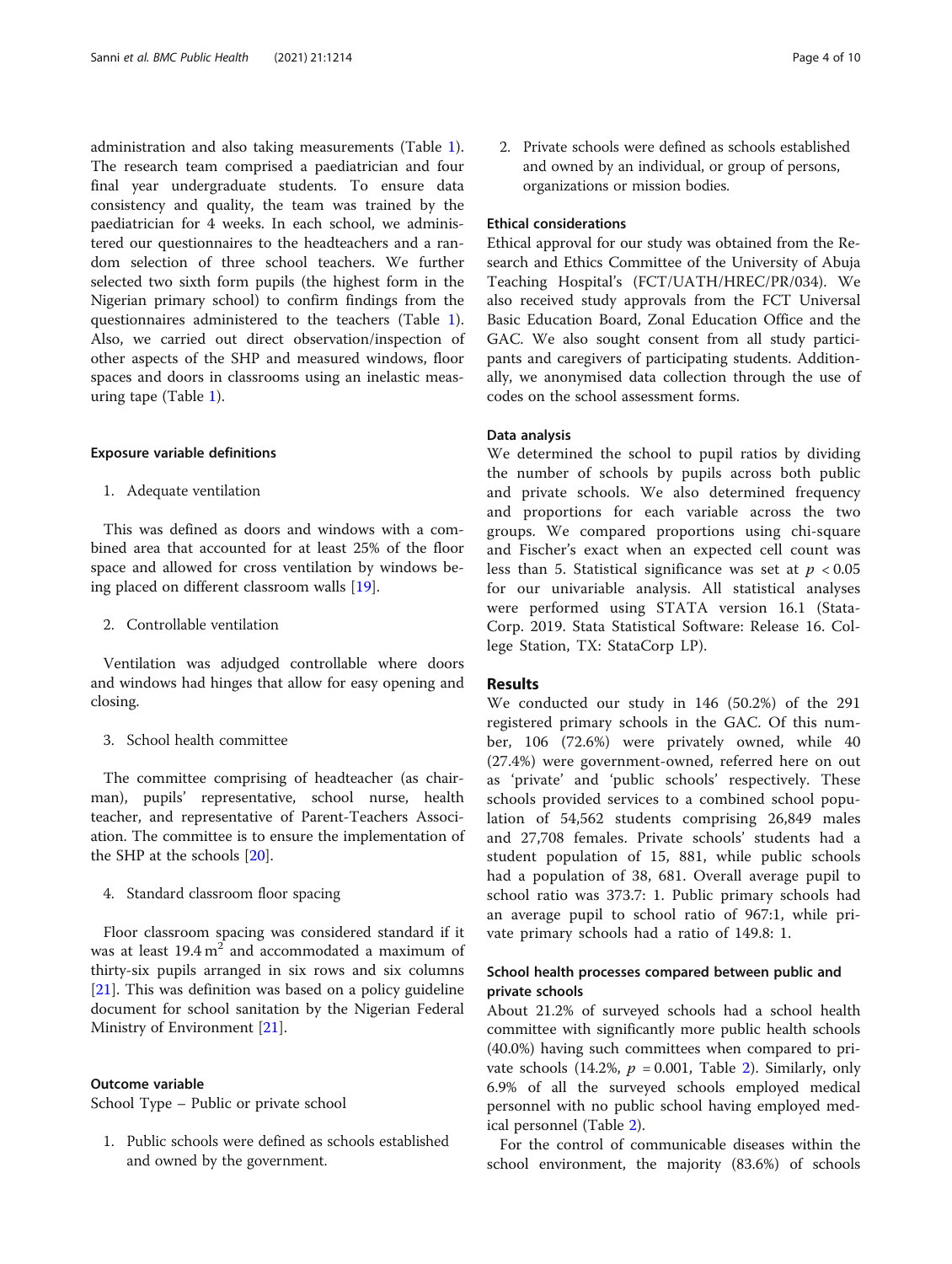administration and also taking measurements (Table 1). The research team comprised a paediatrician and four final year undergraduate students. To ensure data consistency and quality, the team was trained by the paediatrician for 4 weeks. In each school, we administered our questionnaires to the headteachers and a random selection of three school teachers. We further selected two sixth form pupils (the highest form in the Nigerian primary school) to confirm findings from the questionnaires administered to the teachers (Table 1). Also, we carried out direct observation/inspection of other aspects of the SHP and measured windows, floor spaces and doors in classrooms using an inelastic measuring tape (Table 1).

#### Exposure variable definitions

1. Adequate ventilation

This was defined as doors and windows with a combined area that accounted for at least 25% of the floor space and allowed for cross ventilation by windows being placed on different classroom walls [19].

2. Controllable ventilation

Ventilation was adjudged controllable where doors and windows had hinges that allow for easy opening and closing.

3. School health committee

The committee comprising of headteacher (as chairman), pupils' representative, school nurse, health teacher, and representative of Parent-Teachers Association. The committee is to ensure the implementation of the SHP at the schools [20].

4. Standard classroom floor spacing

Floor classroom spacing was considered standard if it was at least 19.4 $m^2$ and accommodated a maximum of thirty-six pupils arranged in six rows and six columns [21]. This was definition was based on a policy guideline document for school sanitation by the Nigerian Federal Ministry of Environment [21].

#### Outcome variable

School Type – Public or private school

1. Public schools were defined as schools established and owned by the government.
2. Private schools were defined as schools established and owned by an individual, or group of persons, organizations or mission bodies.

#### Ethical considerations

Ethical approval for our study was obtained from the Research and Ethics Committee of the University of Abuja Teaching Hospital's (FCT/UATH/HREC/PR/034). We also received study approvals from the FCT Universal Basic Education Board, Zonal Education Office and the GAC. We also sought consent from all study participants and caregivers of participating students. Additionally, we anonymised data collection through the use of codes on the school assessment forms.

#### Data analysis

We determined the school to pupil ratios by dividing the number of schools by pupils across both public and private schools. We also determined frequency and proportions for each variable across the two groups. We compared proportions using chi-square and Fischer's exact when an expected cell count was less than 5. Statistical significance was set at $p < 0.05$ for our univariable analysis. All statistical analyses were performed using STATA version 16.1 (StataCorp. 2019. Stata Statistical Software: Release 16. College Station, TX: StataCorp LP).

## Results

We conducted our study in 146 (50.2%) of the 291 registered primary schools in the GAC. Of this number, 106 (72.6%) were privately owned, while 40 (27.4%) were government-owned, referred here on out as 'private' and 'public schools' respectively. These schools provided services to a combined school population of 54,562 students comprising 26,849 males and 27,708 females. Private schools' students had a student population of 15, 881, while public schools had a population of 38, 681. Overall average pupil to school ratio was 373.7: 1. Public primary schools had an average pupil to school ratio of 967:1, while private primary schools had a ratio of 149.8: 1.

### School health processes compared between public and private schools

About 21.2% of surveyed schools had a school health committee with significantly more public health schools (40.0%) having such committees when compared to private schools (14.2%, $p = 0.001$, Table 2). Similarly, only 6.9% of all the surveyed schools employed medical personnel with no public school having employed medical personnel (Table 2).

For the control of communicable diseases within the school environment, the majority (83.6%) of schools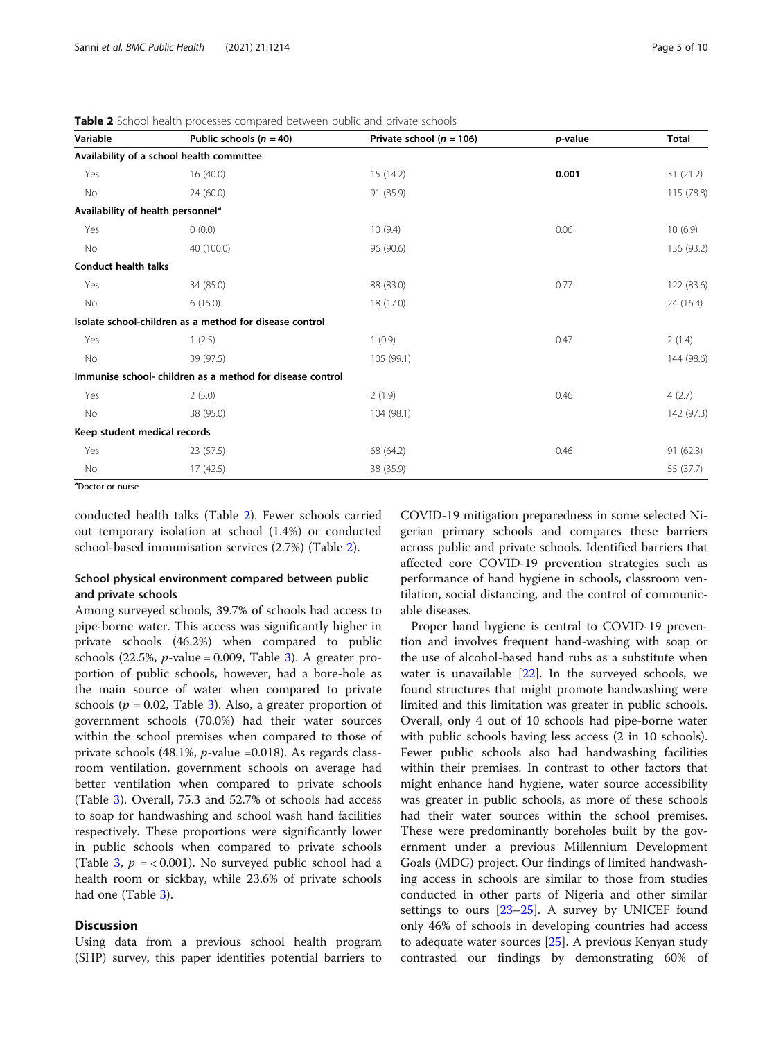**Table 2** School health processes compared between public and private schools

| Variable | Public schools ($n = 40$) | Private school ($n = 106$) | *p*-value | Total |
|---|---|---|---|---|
| **Availability of a school health committee** | | | | |
| Yes | 16 (40.0) | 15 (14.2) | **0.001** | 31 (21.2) |
| No | 24 (60.0) | 91 (85.9) | | 115 (78.8) |
| **Availability of health personnel[a]** | | | | |
| Yes | 0 (0.0) | 10 (9.4) | 0.06 | 10 (6.9) |
| No | 40 (100.0) | 96 (90.6) | | 136 (93.2) |
| **Conduct health talks** | | | | |
| Yes | 34 (85.0) | 88 (83.0) | 0.77 | 122 (83.6) |
| No | 6 (15.0) | 18 (17.0) | | 24 (16.4) |
| **Isolate school-children as a method for disease control** | | | | |
| Yes | 1 (2.5) | 1 (0.9) | 0.47 | 2 (1.4) |
| No | 39 (97.5) | 105 (99.1) | | 144 (98.6) |
| **Immunise school- children as a method for disease control** | | | | |
| Yes | 2 (5.0) | 2 (1.9) | 0.46 | 4 (2.7) |
| No | 38 (95.0) | 104 (98.1) | | 142 (97.3) |
| **Keep student medical records** | | | | |
| Yes | 23 (57.5) | 68 (64.2) | 0.46 | 91 (62.3) |
| No | 17 (42.5) | 38 (35.9) | | 55 (37.7) |

[a]Doctor or nurse

conducted health talks (Table 2). Fewer schools carried out temporary isolation at school (1.4%) or conducted school-based immunisation services (2.7%) (Table 2).

### School physical environment compared between public and private schools

Among surveyed schools, 39.7% of schools had access to pipe-borne water. This access was significantly higher in private schools (46.2%) when compared to public schools (22.5%, *p*-value = 0.009, Table 3). A greater proportion of public schools, however, had a bore-hole as the main source of water when compared to private schools ($p = 0.02$, Table 3). Also, a greater proportion of government schools (70.0%) had their water sources within the school premises when compared to those of private schools (48.1%, *p*-value =0.018). As regards classroom ventilation, government schools on average had better ventilation when compared to private schools (Table 3). Overall, 75.3 and 52.7% of schools had access to soap for handwashing and school wash hand facilities respectively. These proportions were significantly lower in public schools when compared to private schools (Table 3, $p = < 0.001$). No surveyed public school had a health room or sickbay, while 23.6% of private schools had one (Table 3).

## Discussion

Using data from a previous school health program (SHP) survey, this paper identifies potential barriers to COVID-19 mitigation preparedness in some selected Nigerian primary schools and compares these barriers across public and private schools. Identified barriers that affected core COVID-19 prevention strategies such as performance of hand hygiene in schools, classroom ventilation, social distancing, and the control of communicable diseases.

Proper hand hygiene is central to COVID-19 prevention and involves frequent hand-washing with soap or the use of alcohol-based hand rubs as a substitute when water is unavailable [22]. In the surveyed schools, we found structures that might promote handwashing were limited and this limitation was greater in public schools. Overall, only 4 out of 10 schools had pipe-borne water with public schools having less access (2 in 10 schools). Fewer public schools also had handwashing facilities within their premises. In contrast to other factors that might enhance hand hygiene, water source accessibility was greater in public schools, as more of these schools had their water sources within the school premises. These were predominantly boreholes built by the government under a previous Millennium Development Goals (MDG) project. Our findings of limited handwashing access in schools are similar to those from studies conducted in other parts of Nigeria and other similar settings to ours [23–25]. A survey by UNICEF found only 46% of schools in developing countries had access to adequate water sources [25]. A previous Kenyan study contrasted our findings by demonstrating 60% of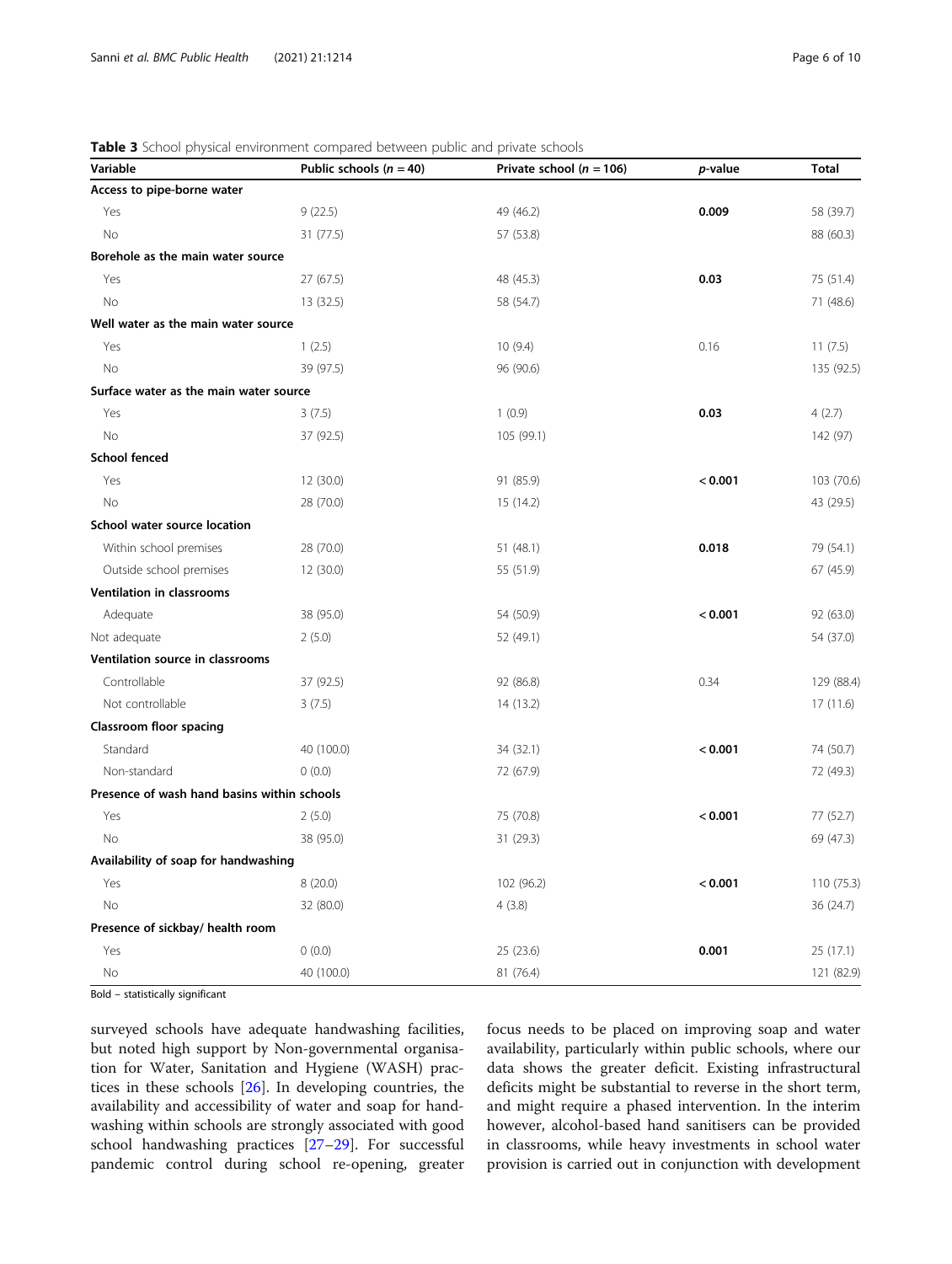**Table 3** School physical environment compared between public and private schools

| Variable | Public schools ($n = 40$) | Private school ($n = 106$) | $p$-value | Total |
|---|---|---|---|---|
| **Access to pipe-borne water** | | | | |
| Yes | 9 (22.5) | 49 (46.2) | **0.009** | 58 (39.7) |
| No | 31 (77.5) | 57 (53.8) | | 88 (60.3) |
| **Borehole as the main water source** | | | | |
| Yes | 27 (67.5) | 48 (45.3) | **0.03** | 75 (51.4) |
| No | 13 (32.5) | 58 (54.7) | | 71 (48.6) |
| **Well water as the main water source** | | | | |
| Yes | 1 (2.5) | 10 (9.4) | 0.16 | 11 (7.5) |
| No | 39 (97.5) | 96 (90.6) | | 135 (92.5) |
| **Surface water as the main water source** | | | | |
| Yes | 3 (7.5) | 1 (0.9) | **0.03** | 4 (2.7) |
| No | 37 (92.5) | 105 (99.1) | | 142 (97) |
| **School fenced** | | | | |
| Yes | 12 (30.0) | 91 (85.9) | **< 0.001** | 103 (70.6) |
| No | 28 (70.0) | 15 (14.2) | | 43 (29.5) |
| **School water source location** | | | | |
| Within school premises | 28 (70.0) | 51 (48.1) | **0.018** | 79 (54.1) |
| Outside school premises | 12 (30.0) | 55 (51.9) | | 67 (45.9) |
| **Ventilation in classrooms** | | | | |
| Adequate | 38 (95.0) | 54 (50.9) | **< 0.001** | 92 (63.0) |
| Not adequate | 2 (5.0) | 52 (49.1) | | 54 (37.0) |
| **Ventilation source in classrooms** | | | | |
| Controllable | 37 (92.5) | 92 (86.8) | 0.34 | 129 (88.4) |
| Not controllable | 3 (7.5) | 14 (13.2) | | 17 (11.6) |
| **Classroom floor spacing** | | | | |
| Standard | 40 (100.0) | 34 (32.1) | **< 0.001** | 74 (50.7) |
| Non-standard | 0 (0.0) | 72 (67.9) | | 72 (49.3) |
| **Presence of wash hand basins within schools** | | | | |
| Yes | 2 (5.0) | 75 (70.8) | **< 0.001** | 77 (52.7) |
| No | 38 (95.0) | 31 (29.3) | | 69 (47.3) |
| **Availability of soap for handwashing** | | | | |
| Yes | 8 (20.0) | 102 (96.2) | **< 0.001** | 110 (75.3) |
| No | 32 (80.0) | 4 (3.8) | | 36 (24.7) |
| **Presence of sickbay/ health room** | | | | |
| Yes | 0 (0.0) | 25 (23.6) | **0.001** | 25 (17.1) |
| No | 40 (100.0) | 81 (76.4) | | 121 (82.9) |

Bold – statistically significant

surveyed schools have adequate handwashing facilities, but noted high support by Non-governmental organisation for Water, Sanitation and Hygiene (WASH) practices in these schools [26]. In developing countries, the availability and accessibility of water and soap for handwashing within schools are strongly associated with good school handwashing practices [27–29]. For successful pandemic control during school re-opening, greater focus needs to be placed on improving soap and water availability, particularly within public schools, where our data shows the greater deficit. Existing infrastructural deficits might be substantial to reverse in the short term, and might require a phased intervention. In the interim however, alcohol-based hand sanitisers can be provided in classrooms, while heavy investments in school water provision is carried out in conjunction with development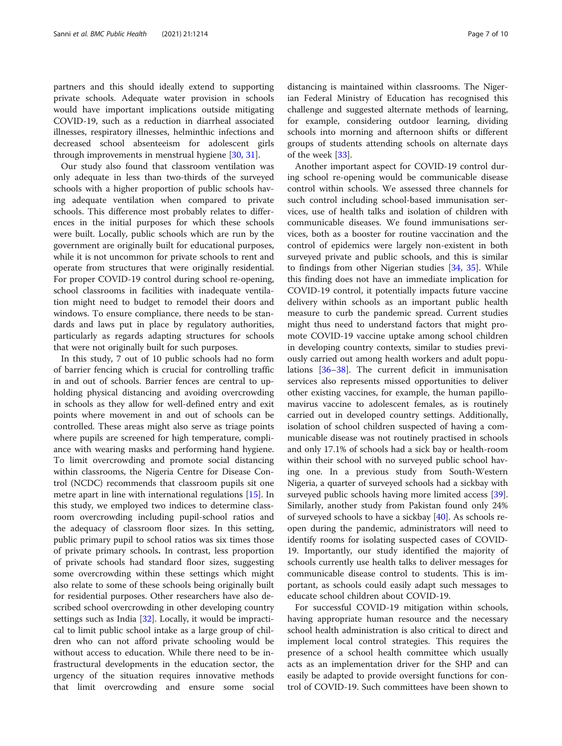partners and this should ideally extend to supporting private schools. Adequate water provision in schools would have important implications outside mitigating COVID-19, such as a reduction in diarrheal associated illnesses, respiratory illnesses, helminthic infections and decreased school absenteeism for adolescent girls through improvements in menstrual hygiene [30, 31].

Our study also found that classroom ventilation was only adequate in less than two-thirds of the surveyed schools with a higher proportion of public schools having adequate ventilation when compared to private schools. This difference most probably relates to differences in the initial purposes for which these schools were built. Locally, public schools which are run by the government are originally built for educational purposes, while it is not uncommon for private schools to rent and operate from structures that were originally residential. For proper COVID-19 control during school re-opening, school classrooms in facilities with inadequate ventilation might need to budget to remodel their doors and windows. To ensure compliance, there needs to be standards and laws put in place by regulatory authorities, particularly as regards adapting structures for schools that were not originally built for such purposes.

In this study, 7 out of 10 public schools had no form of barrier fencing which is crucial for controlling traffic in and out of schools. Barrier fences are central to upholding physical distancing and avoiding overcrowding in schools as they allow for well-defined entry and exit points where movement in and out of schools can be controlled. These areas might also serve as triage points where pupils are screened for high temperature, compliance with wearing masks and performing hand hygiene. To limit overcrowding and promote social distancing within classrooms, the Nigeria Centre for Disease Control (NCDC) recommends that classroom pupils sit one metre apart in line with international regulations [15]. In this study, we employed two indices to determine classroom overcrowding including pupil-school ratios and the adequacy of classroom floor sizes. In this setting, public primary pupil to school ratios was six times those of private primary schools**.** In contrast, less proportion of private schools had standard floor sizes, suggesting some overcrowding within these settings which might also relate to some of these schools being originally built for residential purposes. Other researchers have also described school overcrowding in other developing country settings such as India [32]. Locally, it would be impractical to limit public school intake as a large group of children who can not afford private schooling would be without access to education. While there need to be infrastructural developments in the education sector, the urgency of the situation requires innovative methods that limit overcrowding and ensure some social distancing is maintained within classrooms. The Nigerian Federal Ministry of Education has recognised this challenge and suggested alternate methods of learning, for example, considering outdoor learning, dividing schools into morning and afternoon shifts or different groups of students attending schools on alternate days of the week [33].

Another important aspect for COVID-19 control during school re-opening would be communicable disease control within schools. We assessed three channels for such control including school-based immunisation services, use of health talks and isolation of children with communicable diseases. We found immunisations services, both as a booster for routine vaccination and the control of epidemics were largely non-existent in both surveyed private and public schools, and this is similar to findings from other Nigerian studies [34, 35]. While this finding does not have an immediate implication for COVID-19 control, it potentially impacts future vaccine delivery within schools as an important public health measure to curb the pandemic spread. Current studies might thus need to understand factors that might promote COVID-19 vaccine uptake among school children in developing country contexts, similar to studies previously carried out among health workers and adult populations [36–38]. The current deficit in immunisation services also represents missed opportunities to deliver other existing vaccines, for example, the human papillomavirus vaccine to adolescent females, as is routinely carried out in developed country settings. Additionally, isolation of school children suspected of having a communicable disease was not routinely practised in schools and only 17.1% of schools had a sick bay or health-room within their school with no surveyed public school having one. In a previous study from South-Western Nigeria, a quarter of surveyed schools had a sickbay with surveyed public schools having more limited access [39]. Similarly, another study from Pakistan found only 24% of surveyed schools to have a sickbay [40]. As schools reopen during the pandemic, administrators will need to identify rooms for isolating suspected cases of COVID-19. Importantly, our study identified the majority of schools currently use health talks to deliver messages for communicable disease control to students. This is important, as schools could easily adapt such messages to educate school children about COVID-19.

For successful COVID-19 mitigation within schools, having appropriate human resource and the necessary school health administration is also critical to direct and implement local control strategies. This requires the presence of a school health committee which usually acts as an implementation driver for the SHP and can easily be adapted to provide oversight functions for control of COVID-19. Such committees have been shown to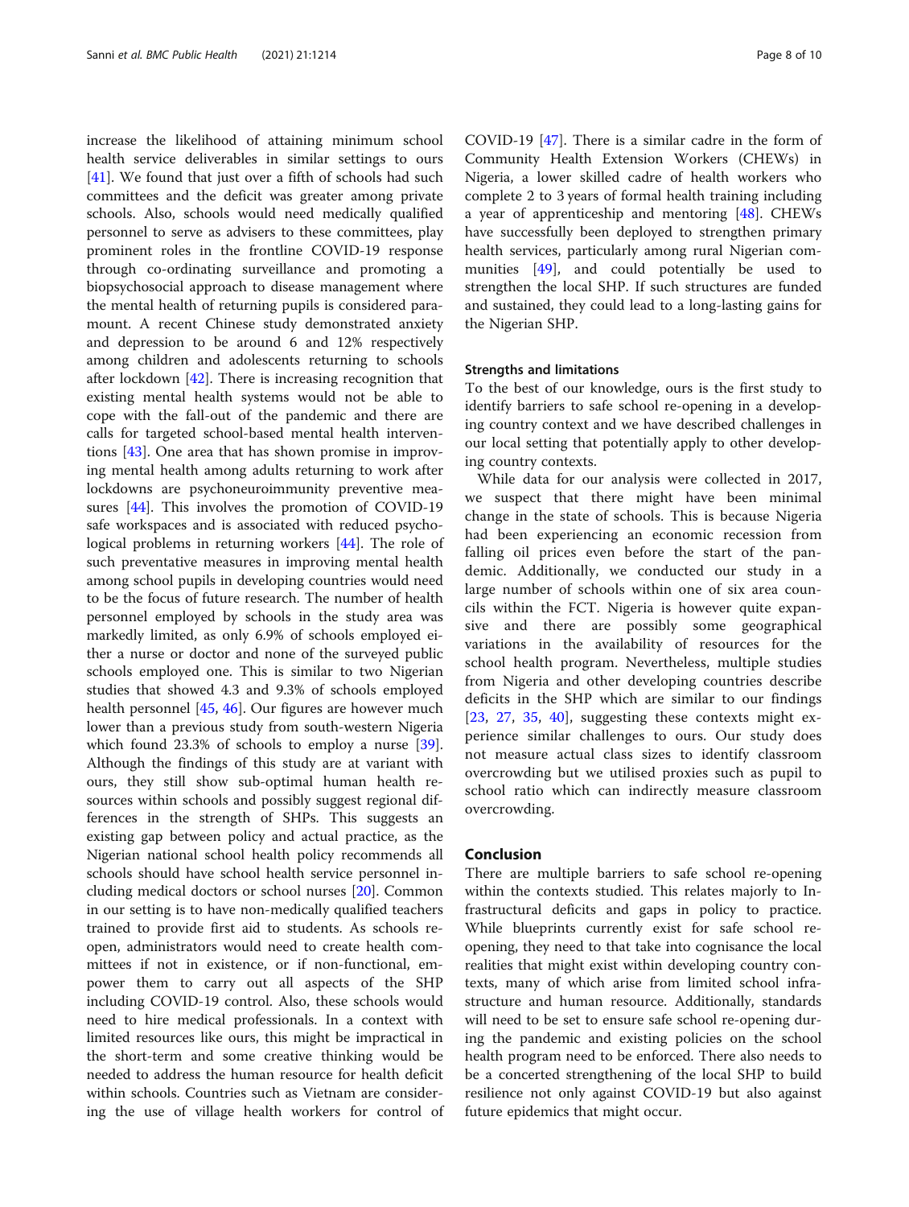increase the likelihood of attaining minimum school health service deliverables in similar settings to ours [41]. We found that just over a fifth of schools had such committees and the deficit was greater among private schools. Also, schools would need medically qualified personnel to serve as advisers to these committees, play prominent roles in the frontline COVID-19 response through co-ordinating surveillance and promoting a biopsychosocial approach to disease management where the mental health of returning pupils is considered paramount. A recent Chinese study demonstrated anxiety and depression to be around 6 and 12% respectively among children and adolescents returning to schools after lockdown [42]. There is increasing recognition that existing mental health systems would not be able to cope with the fall-out of the pandemic and there are calls for targeted school-based mental health interventions [43]. One area that has shown promise in improving mental health among adults returning to work after lockdowns are psychoneuroimmunity preventive measures [44]. This involves the promotion of COVID-19 safe workspaces and is associated with reduced psychological problems in returning workers [44]. The role of such preventative measures in improving mental health among school pupils in developing countries would need to be the focus of future research. The number of health personnel employed by schools in the study area was markedly limited, as only 6.9% of schools employed either a nurse or doctor and none of the surveyed public schools employed one. This is similar to two Nigerian studies that showed 4.3 and 9.3% of schools employed health personnel [45, 46]. Our figures are however much lower than a previous study from south-western Nigeria which found 23.3% of schools to employ a nurse [39]. Although the findings of this study are at variant with ours, they still show sub-optimal human health resources within schools and possibly suggest regional differences in the strength of SHPs. This suggests an existing gap between policy and actual practice, as the Nigerian national school health policy recommends all schools should have school health service personnel including medical doctors or school nurses [20]. Common in our setting is to have non-medically qualified teachers trained to provide first aid to students. As schools reopen, administrators would need to create health committees if not in existence, or if non-functional, empower them to carry out all aspects of the SHP including COVID-19 control. Also, these schools would need to hire medical professionals. In a context with limited resources like ours, this might be impractical in the short-term and some creative thinking would be needed to address the human resource for health deficit within schools. Countries such as Vietnam are considering the use of village health workers for control of COVID-19 [47]. There is a similar cadre in the form of Community Health Extension Workers (CHEWs) in Nigeria, a lower skilled cadre of health workers who complete 2 to 3 years of formal health training including a year of apprenticeship and mentoring [48]. CHEWs have successfully been deployed to strengthen primary health services, particularly among rural Nigerian communities [49], and could potentially be used to strengthen the local SHP. If such structures are funded and sustained, they could lead to a long-lasting gains for the Nigerian SHP.

### Strengths and limitations

To the best of our knowledge, ours is the first study to identify barriers to safe school re-opening in a developing country context and we have described challenges in our local setting that potentially apply to other developing country contexts.

While data for our analysis were collected in 2017, we suspect that there might have been minimal change in the state of schools. This is because Nigeria had been experiencing an economic recession from falling oil prices even before the start of the pandemic. Additionally, we conducted our study in a large number of schools within one of six area councils within the FCT. Nigeria is however quite expansive and there are possibly some geographical variations in the availability of resources for the school health program. Nevertheless, multiple studies from Nigeria and other developing countries describe deficits in the SHP which are similar to our findings [23, 27, 35, 40], suggesting these contexts might experience similar challenges to ours. Our study does not measure actual class sizes to identify classroom overcrowding but we utilised proxies such as pupil to school ratio which can indirectly measure classroom overcrowding.

## Conclusion

There are multiple barriers to safe school re-opening within the contexts studied. This relates majorly to Infrastructural deficits and gaps in policy to practice. While blueprints currently exist for safe school re-opening, they need to that take into cognisance the local realities that might exist within developing country contexts, many of which arise from limited school infrastructure and human resource. Additionally, standards will need to be set to ensure safe school re-opening during the pandemic and existing policies on the school health program need to be enforced. There also needs to be a concerted strengthening of the local SHP to build resilience not only against COVID-19 but also against future epidemics that might occur.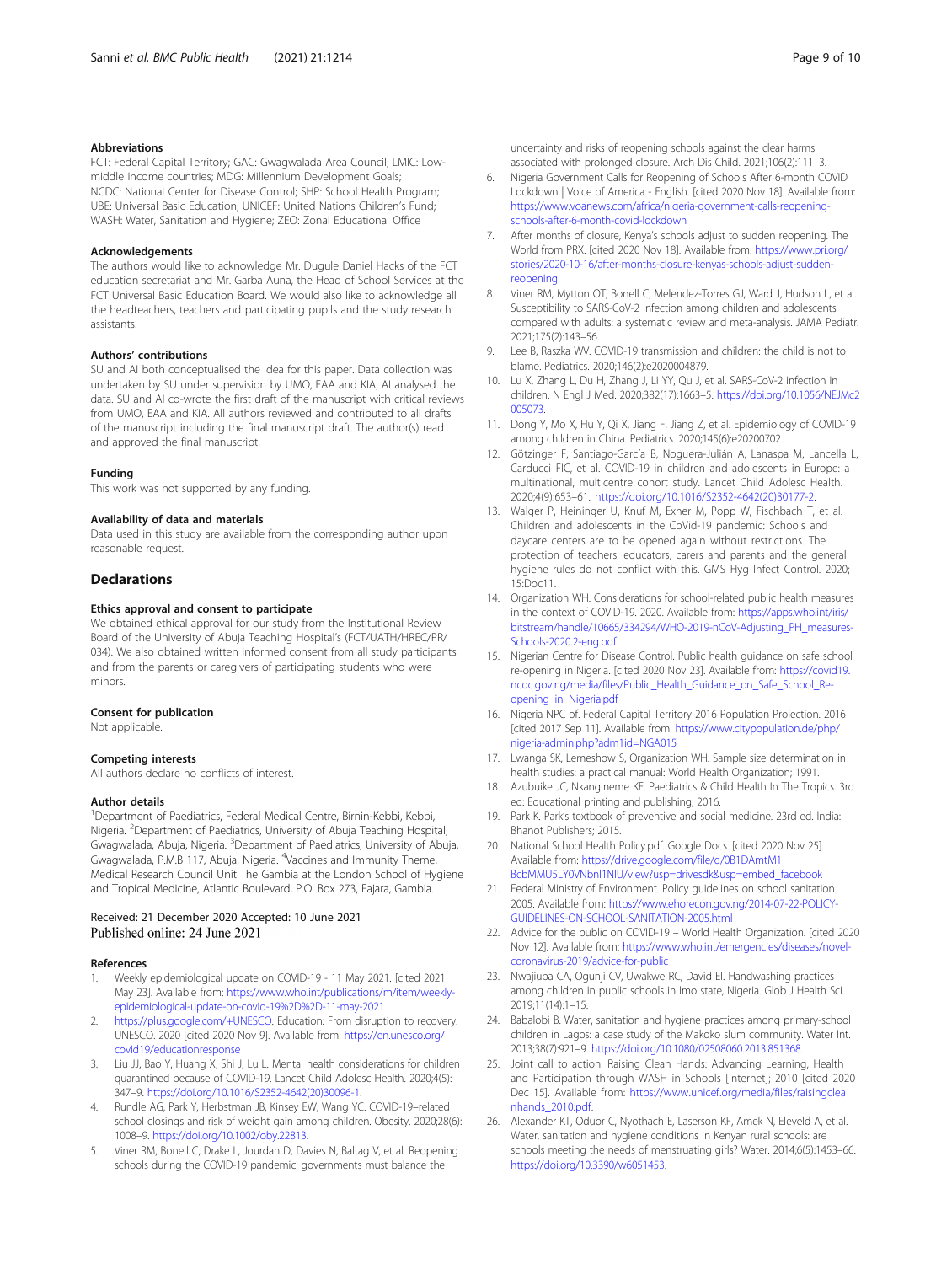### Abbreviations

FCT: Federal Capital Territory; GAC: Gwagwalada Area Council; LMIC: Low-middle income countries; MDG: Millennium Development Goals; NCDC: National Center for Disease Control; SHP: School Health Program; UBE: Universal Basic Education; UNICEF: United Nations Children's Fund; WASH: Water, Sanitation and Hygiene; ZEO: Zonal Educational Office

### Acknowledgements

The authors would like to acknowledge Mr. Dugule Daniel Hacks of the FCT education secretariat and Mr. Garba Auna, the Head of School Services at the FCT Universal Basic Education Board. We would also like to acknowledge all the headteachers, teachers and participating pupils and the study research assistants.

### Authors' contributions

SU and AI both conceptualised the idea for this paper. Data collection was undertaken by SU under supervision by UMO, EAA and KIA, AI analysed the data. SU and AI co-wrote the first draft of the manuscript with critical reviews from UMO, EAA and KIA. All authors reviewed and contributed to all drafts of the manuscript including the final manuscript draft. The author(s) read and approved the final manuscript.

### Funding

This work was not supported by any funding.

### Availability of data and materials

Data used in this study are available from the corresponding author upon reasonable request.

## Declarations

### Ethics approval and consent to participate

We obtained ethical approval for our study from the Institutional Review Board of the University of Abuja Teaching Hospital's (FCT/UATH/HREC/PR/034). We also obtained written informed consent from all study participants and from the parents or caregivers of participating students who were minors.

### Consent for publication

Not applicable.

### Competing interests

All authors declare no conflicts of interest.

### Author details

[1]Department of Paediatrics, Federal Medical Centre, Birnin-Kebbi, Kebbi, Nigeria. [2]Department of Paediatrics, University of Abuja Teaching Hospital, Gwagwalada, Abuja, Nigeria. [3]Department of Paediatrics, University of Abuja, Gwagwalada, P.M.B 117, Abuja, Nigeria. [4]Vaccines and Immunity Theme, Medical Research Council Unit The Gambia at the London School of Hygiene and Tropical Medicine, Atlantic Boulevard, P.O. Box 273, Fajara, Gambia.

Received: 21 December 2020 Accepted: 10 June 2021
Published online: 24 June 2021

### References

1. Weekly epidemiological update on COVID-19 - 11 May 2021. [cited 2021 May 23]. Available from: https://www.who.int/publications/m/item/weekly-epidemiological-update-on-covid-19%2D%2D-11-may-2021
2. https://plus.google.com/+UNESCO. Education: From disruption to recovery. UNESCO. 2020 [cited 2020 Nov 9]. Available from: https://en.unesco.org/covid19/educationresponse
3. Liu JJ, Bao Y, Huang X, Shi J, Lu L. Mental health considerations for children quarantined because of COVID-19. Lancet Child Adolesc Health. 2020;4(5): 347–9. https://doi.org/10.1016/S2352-4642(20)30096-1.
4. Rundle AG, Park Y, Herbstman JB, Kinsey EW, Wang YC. COVID-19–related school closings and risk of weight gain among children. Obesity. 2020;28(6): 1008–9. https://doi.org/10.1002/oby.22813.
5. Viner RM, Bonell C, Drake L, Jourdan D, Davies N, Baltag V, et al. Reopening schools during the COVID-19 pandemic: governments must balance the uncertainty and risks of reopening schools against the clear harms associated with prolonged closure. Arch Dis Child. 2021;106(2):111–3.
6. Nigeria Government Calls for Reopening of Schools After 6-month COVID Lockdown | Voice of America - English. [cited 2020 Nov 18]. Available from: https://www.voanews.com/africa/nigeria-government-calls-reopening-schools-after-6-month-covid-lockdown
7. After months of closure, Kenya's schools adjust to sudden reopening. The World from PRX. [cited 2020 Nov 18]. Available from: https://www.pri.org/stories/2020-10-16/after-months-closure-kenyas-schools-adjust-sudden-reopening
8. Viner RM, Mytton OT, Bonell C, Melendez-Torres GJ, Ward J, Hudson L, et al. Susceptibility to SARS-CoV-2 infection among children and adolescents compared with adults: a systematic review and meta-analysis. JAMA Pediatr. 2021;175(2):143–56.
9. Lee B, Raszka WV. COVID-19 transmission and children: the child is not to blame. Pediatrics. 2020;146(2):e2020004879.
10. Lu X, Zhang L, Du H, Zhang J, Li YY, Qu J, et al. SARS-CoV-2 infection in children. N Engl J Med. 2020;382(17):1663–5. https://doi.org/10.1056/NEJMc2005073.
11. Dong Y, Mo X, Hu Y, Qi X, Jiang F, Jiang Z, et al. Epidemiology of COVID-19 among children in China. Pediatrics. 2020;145(6):e20200702.
12. Götzinger F, Santiago-García B, Noguera-Julián A, Lanaspa M, Lancella L, Carducci FIC, et al. COVID-19 in children and adolescents in Europe: a multinational, multicentre cohort study. Lancet Child Adolesc Health. 2020;4(9):653–61. https://doi.org/10.1016/S2352-4642(20)30177-2.
13. Walger P, Heininger U, Knuf M, Exner M, Popp W, Fischbach T, et al. Children and adolescents in the CoVid-19 pandemic: Schools and daycare centers are to be opened again without restrictions. The protection of teachers, educators, carers and parents and the general hygiene rules do not conflict with this. GMS Hyg Infect Control. 2020; 15:Doc11.
14. Organization WH. Considerations for school-related public health measures in the context of COVID-19. 2020. Available from: https://apps.who.int/iris/bitstream/handle/10665/334294/WHO-2019-nCoV-Adjusting_PH_measures-Schools-2020.2-eng.pdf
15. Nigerian Centre for Disease Control. Public health guidance on safe school re-opening in Nigeria. [cited 2020 Nov 23]. Available from: https://covid19.ncdc.gov.ng/media/files/Public_Health_Guidance_on_Safe_School_Re-opening_in_Nigeria.pdf
16. Nigeria NPC of. Federal Capital Territory 2016 Population Projection. 2016 [cited 2017 Sep 11]. Available from: https://www.citypopulation.de/php/nigeria-admin.php?adm1id=NGA015
17. Lwanga SK, Lemeshow S, Organization WH. Sample size determination in health studies: a practical manual: World Health Organization; 1991.
18. Azubuike JC, Nkangineme KE. Paediatrics & Child Health In The Tropics. 3rd ed: Educational printing and publishing; 2016.
19. Park K. Park's textbook of preventive and social medicine. 23rd ed. India: Bhanot Publishers; 2015.
20. National School Health Policy.pdf. Google Docs. [cited 2020 Nov 25]. Available from: https://drive.google.com/file/d/0B1DAmtM1BcbMMU5LY0VNbnl1NlU/view?usp=drivesdk&usp=embed_facebook
21. Federal Ministry of Environment. Policy guidelines on school sanitation. 2005. Available from: https://www.ehorecon.gov.ng/2014-07-22-POLICY-GUIDELINES-ON-SCHOOL-SANITATION-2005.html
22. Advice for the public on COVID-19 – World Health Organization. [cited 2020 Nov 12]. Available from: https://www.who.int/emergencies/diseases/novel-coronavirus-2019/advice-for-public
23. Nwajiuba CA, Ogunji CV, Uwakwe RC, David EI. Handwashing practices among children in public schools in Imo state, Nigeria. Glob J Health Sci. 2019;11(14):1–15.
24. Babalobi B. Water, sanitation and hygiene practices among primary-school children in Lagos: a case study of the Makoko slum community. Water Int. 2013;38(7):921–9. https://doi.org/10.1080/02508060.2013.851368.
25. Joint call to action. Raising Clean Hands: Advancing Learning, Health and Participation through WASH in Schools [Internet]; 2010 [cited 2020 Dec 15]. Available from: https://www.unicef.org/media/files/raisingcleanhands_2010.pdf.
26. Alexander KT, Oduor C, Nyothach E, Laserson KF, Amek N, Eleveld A, et al. Water, sanitation and hygiene conditions in Kenyan rural schools: are schools meeting the needs of menstruating girls? Water. 2014;6(5):1453–66. https://doi.org/10.3390/w6051453.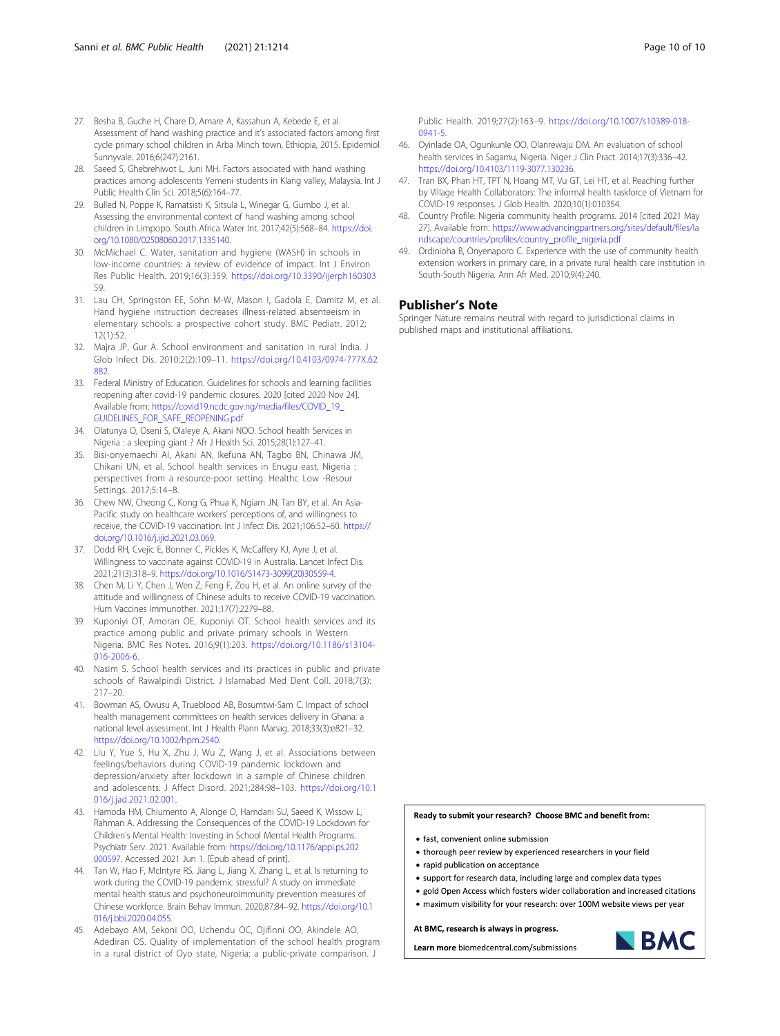27. Besha B, Guche H, Chare D, Amare A, Kassahun A, Kebede E, et al. Assessment of hand washing practice and it's associated factors among first cycle primary school children in Arba Minch town, Ethiopia, 2015. Epidemiol Sunnyvale. 2016;6(247):2161.
28. Saeed S, Ghebrehiwot L, Juni MH. Factors associated with hand washing practices among adolescents Yemeni students in Klang valley, Malaysia. Int J Public Health Clin Sci. 2018;5(6):164–77.
29. Bulled N, Poppe K, Ramatsisti K, Sitsula L, Winegar G, Gumbo J, et al. Assessing the environmental context of hand washing among school children in Limpopo. South Africa Water Int. 2017;42(5):568–84. https://doi.org/10.1080/02508060.2017.1335140.
30. McMichael C. Water, sanitation and hygiene (WASH) in schools in low-income countries: a review of evidence of impact. Int J Environ Res Public Health. 2019;16(3):359. https://doi.org/10.3390/ijerph16030359.
31. Lau CH, Springston EE, Sohn M-W, Mason I, Gadola E, Damitz M, et al. Hand hygiene instruction decreases illness-related absenteeism in elementary schools: a prospective cohort study. BMC Pediatr. 2012;12(1):52.
32. Majra JP, Gur A. School environment and sanitation in rural India. J Glob Infect Dis. 2010;2(2):109–11. https://doi.org/10.4103/0974-777X.62882.
33. Federal Ministry of Education. Guidelines for schools and learning facilities reopening after covid-19 pandemic closures. 2020 [cited 2020 Nov 24]. Available from: https://covid19.ncdc.gov.ng/media/files/COVID_19_GUIDELINES_FOR_SAFE_REOPENING.pdf
34. Olatunya O, Oseni S, Olaleye A, Akani NOO. School health Services in Nigeria : a sleeping giant ? Afr J Health Sci. 2015;28(1):127–41.
35. Bisi-onyemaechi AI, Akani AN, Ikefuna AN, Tagbo BN, Chinawa JM, Chikani UN, et al. School health services in Enugu east, Nigeria : perspectives from a resource-poor setting. Healthc Low -Resour Settings. 2017;5:14–8.
36. Chew NW, Cheong C, Kong G, Phua K, Ngiam JN, Tan BY, et al. An Asia-Pacific study on healthcare workers' perceptions of, and willingness to receive, the COVID-19 vaccination. Int J Infect Dis. 2021;106:52–60. https://doi.org/10.1016/j.ijid.2021.03.069.
37. Dodd RH, Cvejic E, Bonner C, Pickles K, McCaffery KJ, Ayre J, et al. Willingness to vaccinate against COVID-19 in Australia. Lancet Infect Dis. 2021;21(3):318–9. https://doi.org/10.1016/S1473-3099(20)30559-4.
38. Chen M, Li Y, Chen J, Wen Z, Feng F, Zou H, et al. An online survey of the attitude and willingness of Chinese adults to receive COVID-19 vaccination. Hum Vaccines Immunother. 2021;17(7):2279–88.
39. Kuponiyi OT, Amoran OE, Kuponiyi OT. School health services and its practice among public and private primary schools in Western Nigeria. BMC Res Notes. 2016;9(1):203. https://doi.org/10.1186/s13104-016-2006-6.
40. Nasim S. School health services and its practices in public and private schools of Rawalpindi District. J Islamabad Med Dent Coll. 2018;7(3):217–20.
41. Bowman AS, Owusu A, Trueblood AB, Bosumtwi-Sam C. Impact of school health management committees on health services delivery in Ghana: a national level assessment. Int J Health Plann Manag. 2018;33(3):e821–32. https://doi.org/10.1002/hpm.2540.
42. Liu Y, Yue S, Hu X, Zhu J, Wu Z, Wang J, et al. Associations between feelings/behaviors during COVID-19 pandemic lockdown and depression/anxiety after lockdown in a sample of Chinese children and adolescents. J Affect Disord. 2021;284:98–103. https://doi.org/10.1016/j.jad.2021.02.001.
43. Hamoda HM, Chiumento A, Alonge O, Hamdani SU, Saeed K, Wissow L, Rahman A. Addressing the Consequences of the COVID-19 Lockdown for Children's Mental Health: Investing in School Mental Health Programs. Psychiatr Serv. 2021. Available from: https://doi.org/10.1176/appi.ps.202000597. Accessed 2021 Jun 1. [Epub ahead of print].
44. Tan W, Hao F, McIntyre RS, Jiang L, Jiang X, Zhang L, et al. Is returning to work during the COVID-19 pandemic stressful? A study on immediate mental health status and psychoneuroimmunity prevention measures of Chinese workforce. Brain Behav Immun. 2020;87:84–92. https://doi.org/10.1016/j.bbi.2020.04.055.
45. Adebayo AM, Sekoni OO, Uchendu OC, Ojifinni OO, Akindele AO, Adediran OS. Quality of implementation of the school health program in a rural district of Oyo state, Nigeria: a public-private comparison. J Public Health. 2019;27(2):163–9. https://doi.org/10.1007/s10389-018-0941-5.
46. Oyinlade OA, Ogunkunle OO, Olanrewaju DM. An evaluation of school health services in Sagamu, Nigeria. Niger J Clin Pract. 2014;17(3):336–42. https://doi.org/10.4103/1119-3077.130236.
47. Tran BX, Phan HT, TPT N, Hoang MT, Vu GT, Lei HT, et al. Reaching further by Village Health Collaborators: The informal health taskforce of Vietnam for COVID-19 responses. J Glob Health. 2020;10(1):010354.
48. Country Profile: Nigeria community health programs. 2014 [cited 2021 May 27]. Available from: https://www.advancingpartners.org/sites/default/files/landscape/countries/profiles/country_profile_nigeria.pdf
49. Ordinioha B, Onyenaporo C. Experience with the use of community health extension workers in primary care, in a private rural health care institution in South-South Nigeria. Ann Afr Med. 2010;9(4):240.

## Publisher's Note

Springer Nature remains neutral with regard to jurisdictional claims in published maps and institutional affiliations.